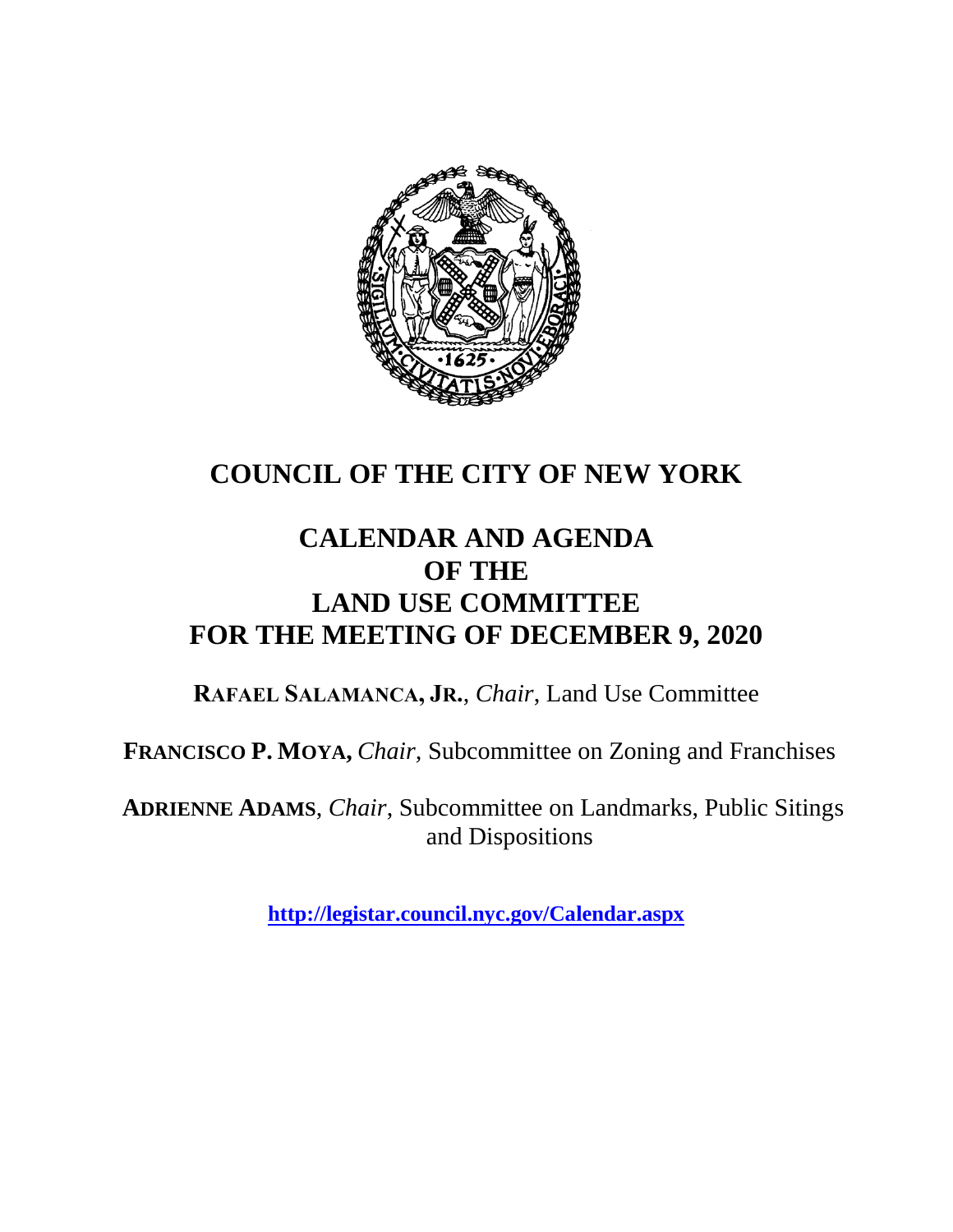# COUNCIL OF THE CITY OF NEW YORK

## CALENDAR AND AGENDA OF THE LAND USE COMMITTEE FOR THE MEETING OF DECEMBER 9, 2020

**RAFAEL SALAMANCA, JR.**, *Chair*, Land Use Committee

**FRANCISCO P. MOYA,** *Chair,* Subcommittee on Zoning and Franchises

**ADRIENNE ADAMS**, *Chair*, Subcommittee on Landmarks, Public Sitings and Dispositions

**http://legistar.council.nyc.gov/Calendar.aspx**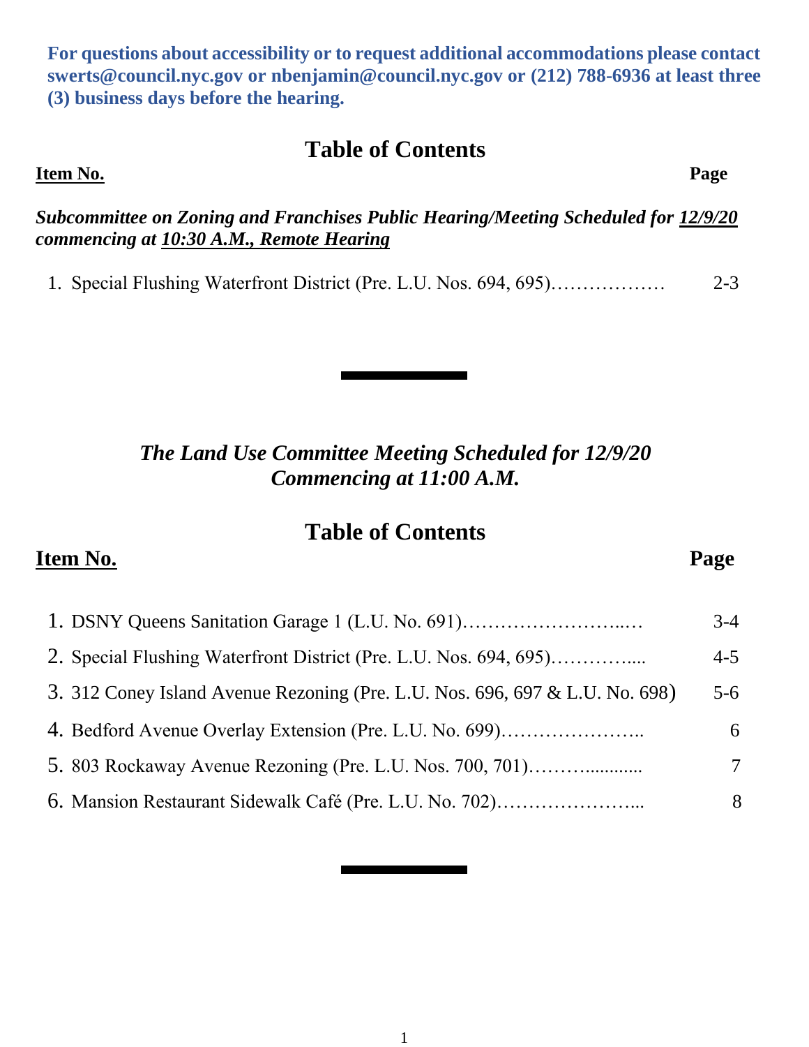**For questions about accessibility or to request additional accommodations please contact swerts@council.nyc.gov or nbenjamin@council.nyc.gov or (212) 788-6936 at least three (3) business days before the hearing.**

## Table of Contents

| **Item No.** | **Page** |
|---|---|
| ***Subcommittee on Zoning and Franchises Public Hearing/Meeting Scheduled for 12/9/20 commencing at 10:30 A.M., Remote Hearing*** | |
| 1. Special Flushing Waterfront District (Pre. L.U. Nos. 694, 695)……………… | 2-3 |

---

### *The Land Use Committee Meeting Scheduled for 12/9/20 Commencing at 11:00 A.M.*

## Table of Contents

| **Item No.** | **Page** |
|---|---|
| 1. DSNY Queens Sanitation Garage 1 (L.U. No. 691)……………………..… | 3-4 |
| 2. Special Flushing Waterfront District (Pre. L.U. Nos. 694, 695)………….... | 4-5 |
| 3. 312 Coney Island Avenue Rezoning (Pre. L.U. Nos. 696, 697 & L.U. No. 698) | 5-6 |
| 4. Bedford Avenue Overlay Extension (Pre. L.U. No. 699)………………….. | 6 |
| 5. 803 Rockaway Avenue Rezoning (Pre. L.U. Nos. 700, 701)……….......... | 7 |
| 6. Mansion Restaurant Sidewalk Café (Pre. L.U. No. 702)…………………... | 8 |

---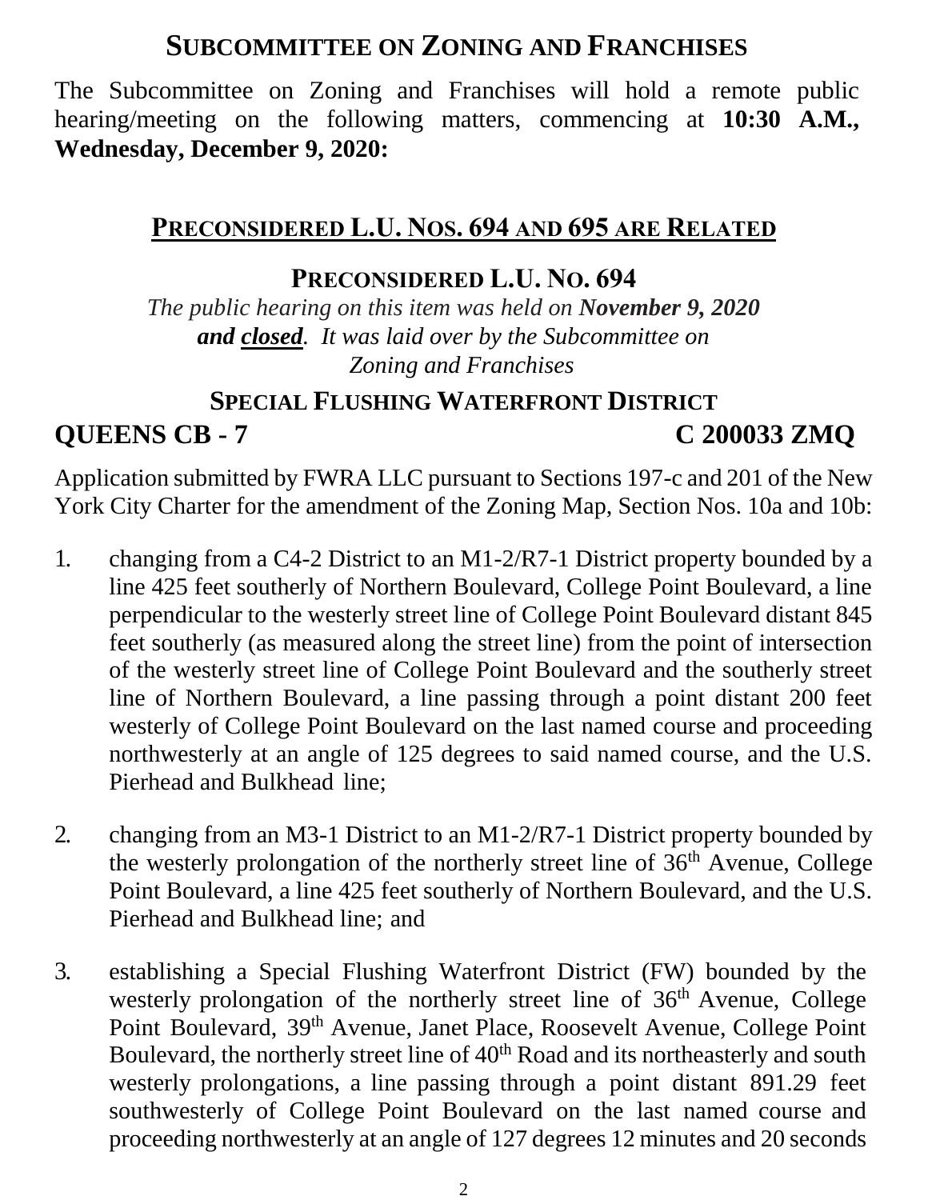# SUBCOMMITTEE ON ZONING AND FRANCHISES

The Subcommittee on Zoning and Franchises will hold a remote public hearing/meeting on the following matters, commencing at **10:30 A.M., Wednesday, December 9, 2020:**

## PRECONSIDERED L.U. NOS. 694 AND 695 ARE RELATED

### PRECONSIDERED L.U. NO. 694

*The public hearing on this item was held on* ***November 9, 2020*** ***and closed****. It was laid over by the Subcommittee on Zoning and Franchises*

### SPECIAL FLUSHING WATERFRONT DISTRICT

**QUEENS CB - 7** **C 200033 ZMQ**

Application submitted by FWRA LLC pursuant to Sections 197-c and 201 of the New York City Charter for the amendment of the Zoning Map, Section Nos. 10a and 10b:

1. changing from a C4-2 District to an M1-2/R7-1 District property bounded by a line 425 feet southerly of Northern Boulevard, College Point Boulevard, a line perpendicular to the westerly street line of College Point Boulevard distant 845 feet southerly (as measured along the street line) from the point of intersection of the westerly street line of College Point Boulevard and the southerly street line of Northern Boulevard, a line passing through a point distant 200 feet westerly of College Point Boulevard on the last named course and proceeding northwesterly at an angle of 125 degrees to said named course, and the U.S. Pierhead and Bulkhead line;

2. changing from an M3-1 District to an M1-2/R7-1 District property bounded by the westerly prolongation of the northerly street line of 36th Avenue, College Point Boulevard, a line 425 feet southerly of Northern Boulevard, and the U.S. Pierhead and Bulkhead line; and

3. establishing a Special Flushing Waterfront District (FW) bounded by the westerly prolongation of the northerly street line of 36th Avenue, College Point Boulevard, 39th Avenue, Janet Place, Roosevelt Avenue, College Point Boulevard, the northerly street line of 40th Road and its northeasterly and south westerly prolongations, a line passing through a point distant 891.29 feet southwesterly of College Point Boulevard on the last named course and proceeding northwesterly at an angle of 127 degrees 12 minutes and 20 seconds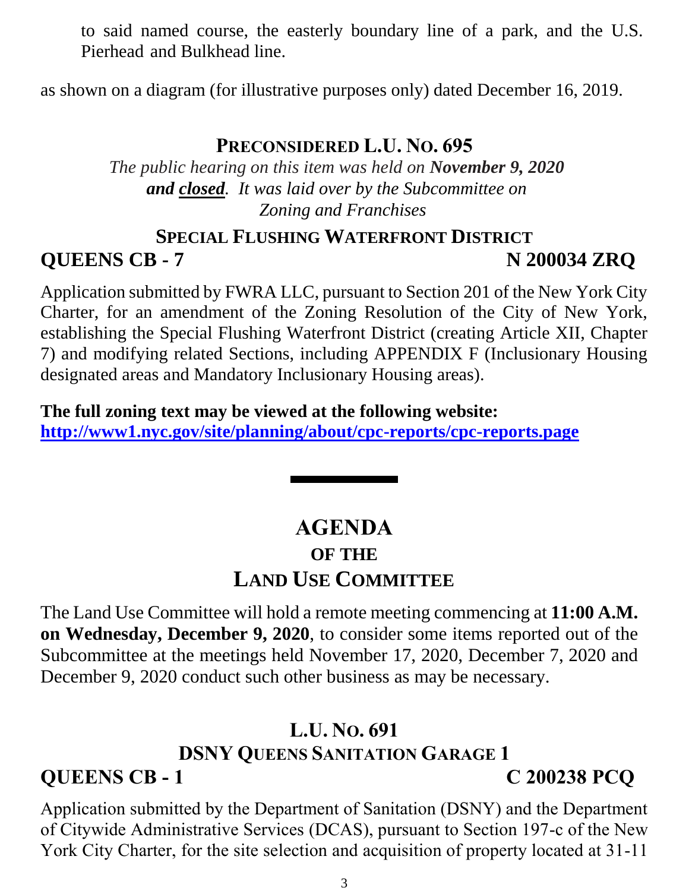to said named course, the easterly boundary line of a park, and the U.S. Pierhead and Bulkhead line.

as shown on a diagram (for illustrative purposes only) dated December 16, 2019.

## PRECONSIDERED L.U. NO. 695

*The public hearing on this item was held on **November 9, 2020 and closed**. It was laid over by the Subcommittee on Zoning and Franchises*

### SPECIAL FLUSHING WATERFRONT DISTRICT

**QUEENS CB - 7** **N 200034 ZRQ**

Application submitted by FWRA LLC, pursuant to Section 201 of the New York City Charter, for an amendment of the Zoning Resolution of the City of New York, establishing the Special Flushing Waterfront District (creating Article XII, Chapter 7) and modifying related Sections, including APPENDIX F (Inclusionary Housing designated areas and Mandatory Inclusionary Housing areas).

**The full zoning text may be viewed at the following website:**
**http://www1.nyc.gov/site/planning/about/cpc-reports/cpc-reports.page**

---

# AGENDA
## OF THE
## LAND USE COMMITTEE

The Land Use Committee will hold a remote meeting commencing at **11:00 A.M. on Wednesday, December 9, 2020**, to consider some items reported out of the Subcommittee at the meetings held November 17, 2020, December 7, 2020 and December 9, 2020 conduct such other business as may be necessary.

## L.U. NO. 691
### DSNY QUEENS SANITATION GARAGE 1

**QUEENS CB - 1** **C 200238 PCQ**

Application submitted by the Department of Sanitation (DSNY) and the Department of Citywide Administrative Services (DCAS), pursuant to Section 197-c of the New York City Charter, for the site selection and acquisition of property located at 31-11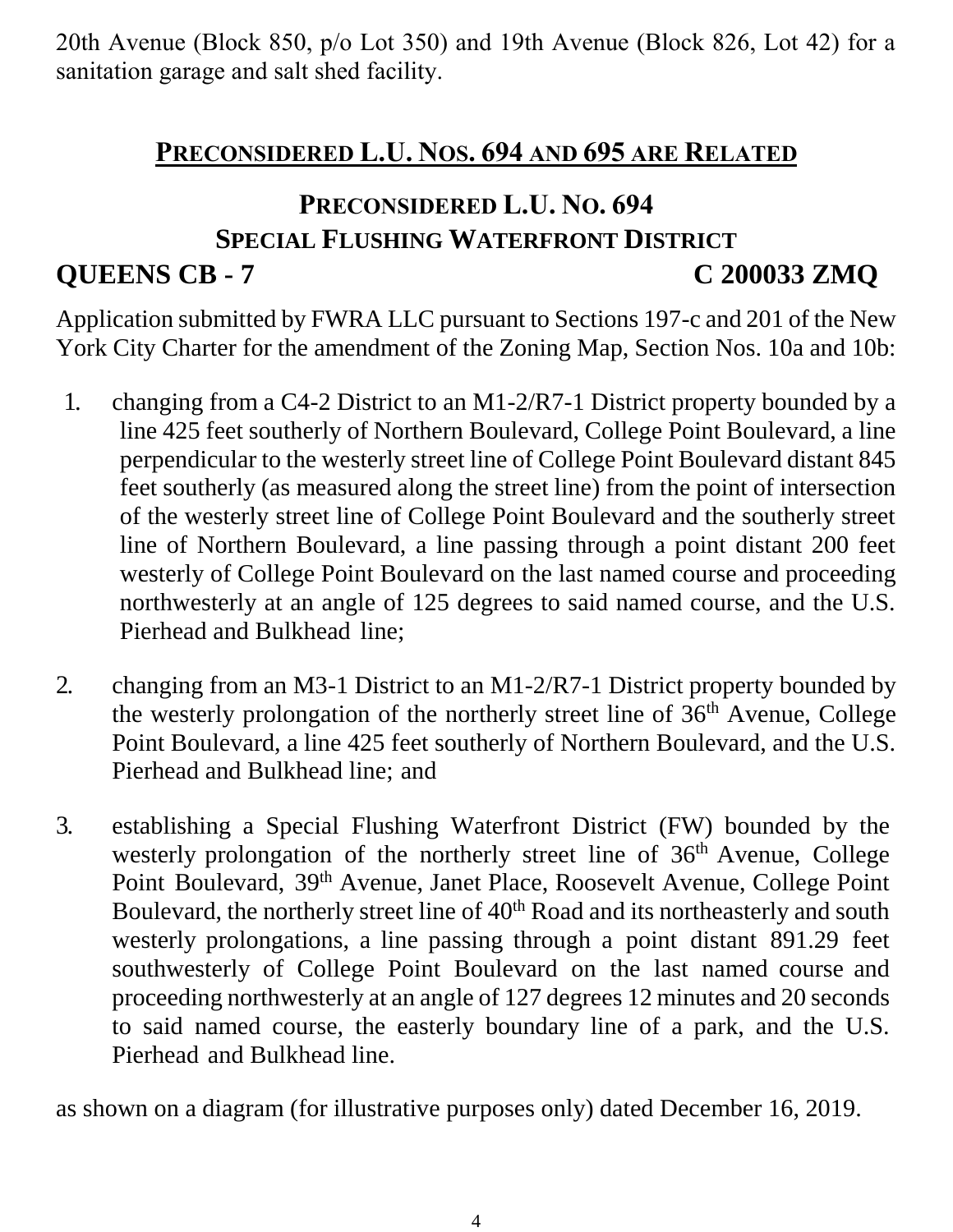20th Avenue (Block 850, p/o Lot 350) and 19th Avenue (Block 826, Lot 42) for a sanitation garage and salt shed facility.

## PRECONSIDERED L.U. NOS. 694 AND 695 ARE RELATED

## PRECONSIDERED L.U. NO. 694
## SPECIAL FLUSHING WATERFRONT DISTRICT

**QUEENS CB - 7** **C 200033 ZMQ**

Application submitted by FWRA LLC pursuant to Sections 197-c and 201 of the New York City Charter for the amendment of the Zoning Map, Section Nos. 10a and 10b:

1. changing from a C4-2 District to an M1-2/R7-1 District property bounded by a line 425 feet southerly of Northern Boulevard, College Point Boulevard, a line perpendicular to the westerly street line of College Point Boulevard distant 845 feet southerly (as measured along the street line) from the point of intersection of the westerly street line of College Point Boulevard and the southerly street line of Northern Boulevard, a line passing through a point distant 200 feet westerly of College Point Boulevard on the last named course and proceeding northwesterly at an angle of 125 degrees to said named course, and the U.S. Pierhead and Bulkhead line;

2. changing from an M3-1 District to an M1-2/R7-1 District property bounded by the westerly prolongation of the northerly street line of 36th Avenue, College Point Boulevard, a line 425 feet southerly of Northern Boulevard, and the U.S. Pierhead and Bulkhead line; and

3. establishing a Special Flushing Waterfront District (FW) bounded by the westerly prolongation of the northerly street line of 36th Avenue, College Point Boulevard, 39th Avenue, Janet Place, Roosevelt Avenue, College Point Boulevard, the northerly street line of 40th Road and its northeasterly and south westerly prolongations, a line passing through a point distant 891.29 feet southwesterly of College Point Boulevard on the last named course and proceeding northwesterly at an angle of 127 degrees 12 minutes and 20 seconds to said named course, the easterly boundary line of a park, and the U.S. Pierhead and Bulkhead line.

as shown on a diagram (for illustrative purposes only) dated December 16, 2019.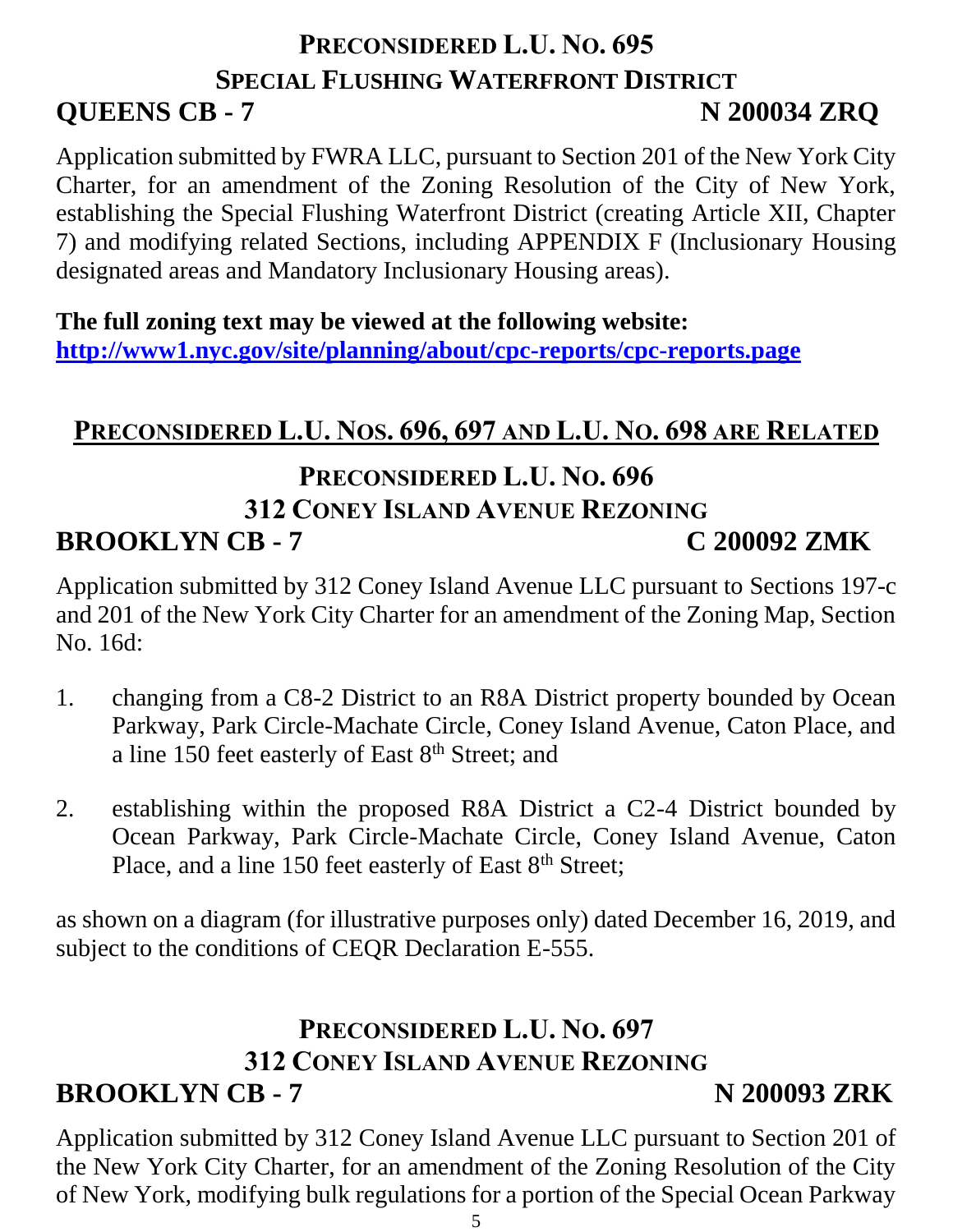## PRECONSIDERED L.U. NO. 695
## SPECIAL FLUSHING WATERFRONT DISTRICT
**QUEENS CB - 7** **N 200034 ZRQ**

Application submitted by FWRA LLC, pursuant to Section 201 of the New York City Charter, for an amendment of the Zoning Resolution of the City of New York, establishing the Special Flushing Waterfront District (creating Article XII, Chapter 7) and modifying related Sections, including APPENDIX F (Inclusionary Housing designated areas and Mandatory Inclusionary Housing areas).

**The full zoning text may be viewed at the following website:**
**http://www1.nyc.gov/site/planning/about/cpc-reports/cpc-reports.page**

## PRECONSIDERED L.U. NOS. 696, 697 AND L.U. NO. 698 ARE RELATED

## PRECONSIDERED L.U. NO. 696
## 312 CONEY ISLAND AVENUE REZONING
**BROOKLYN CB - 7** **C 200092 ZMK**

Application submitted by 312 Coney Island Avenue LLC pursuant to Sections 197-c and 201 of the New York City Charter for an amendment of the Zoning Map, Section No. 16d:

1. changing from a C8-2 District to an R8A District property bounded by Ocean Parkway, Park Circle-Machate Circle, Coney Island Avenue, Caton Place, and a line 150 feet easterly of East 8th Street; and

2. establishing within the proposed R8A District a C2-4 District bounded by Ocean Parkway, Park Circle-Machate Circle, Coney Island Avenue, Caton Place, and a line 150 feet easterly of East 8th Street;

as shown on a diagram (for illustrative purposes only) dated December 16, 2019, and subject to the conditions of CEQR Declaration E-555.

## PRECONSIDERED L.U. NO. 697
## 312 CONEY ISLAND AVENUE REZONING
**BROOKLYN CB - 7** **N 200093 ZRK**

Application submitted by 312 Coney Island Avenue LLC pursuant to Section 201 of the New York City Charter, for an amendment of the Zoning Resolution of the City of New York, modifying bulk regulations for a portion of the Special Ocean Parkway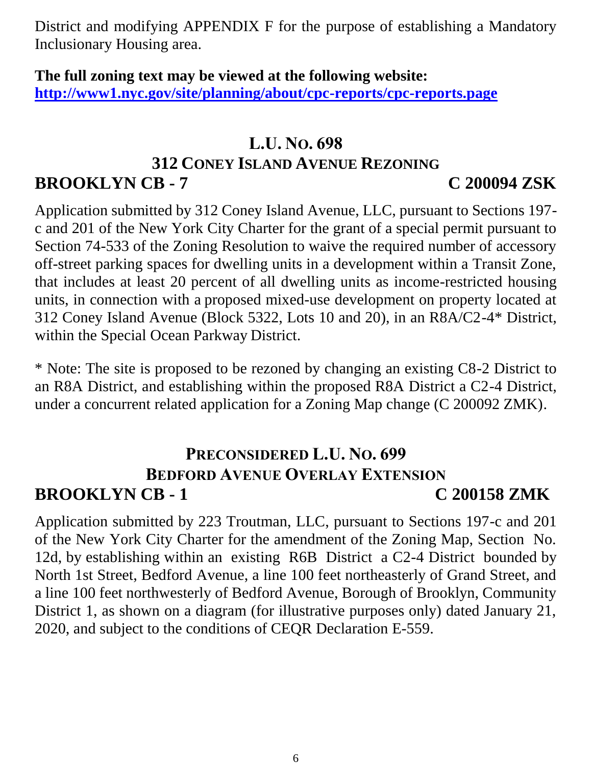District and modifying APPENDIX F for the purpose of establishing a Mandatory Inclusionary Housing area.

**The full zoning text may be viewed at the following website:**
**http://www1.nyc.gov/site/planning/about/cpc-reports/cpc-reports.page**

## L.U. NO. 698
## 312 CONEY ISLAND AVENUE REZONING
**BROOKLYN CB - 7** **C 200094 ZSK**

Application submitted by 312 Coney Island Avenue, LLC, pursuant to Sections 197-c and 201 of the New York City Charter for the grant of a special permit pursuant to Section 74-533 of the Zoning Resolution to waive the required number of accessory off-street parking spaces for dwelling units in a development within a Transit Zone, that includes at least 20 percent of all dwelling units as income-restricted housing units, in connection with a proposed mixed-use development on property located at 312 Coney Island Avenue (Block 5322, Lots 10 and 20), in an R8A/C2-4* District, within the Special Ocean Parkway District.

* Note: The site is proposed to be rezoned by changing an existing C8-2 District to an R8A District, and establishing within the proposed R8A District a C2-4 District, under a concurrent related application for a Zoning Map change (C 200092 ZMK).

## PRECONSIDERED L.U. NO. 699
## BEDFORD AVENUE OVERLAY EXTENSION
**BROOKLYN CB - 1** **C 200158 ZMK**

Application submitted by 223 Troutman, LLC, pursuant to Sections 197-c and 201 of the New York City Charter for the amendment of the Zoning Map, Section No. 12d, by establishing within an existing R6B District a C2-4 District bounded by North 1st Street, Bedford Avenue, a line 100 feet northeasterly of Grand Street, and a line 100 feet northwesterly of Bedford Avenue, Borough of Brooklyn, Community District 1, as shown on a diagram (for illustrative purposes only) dated January 21, 2020, and subject to the conditions of CEQR Declaration E-559.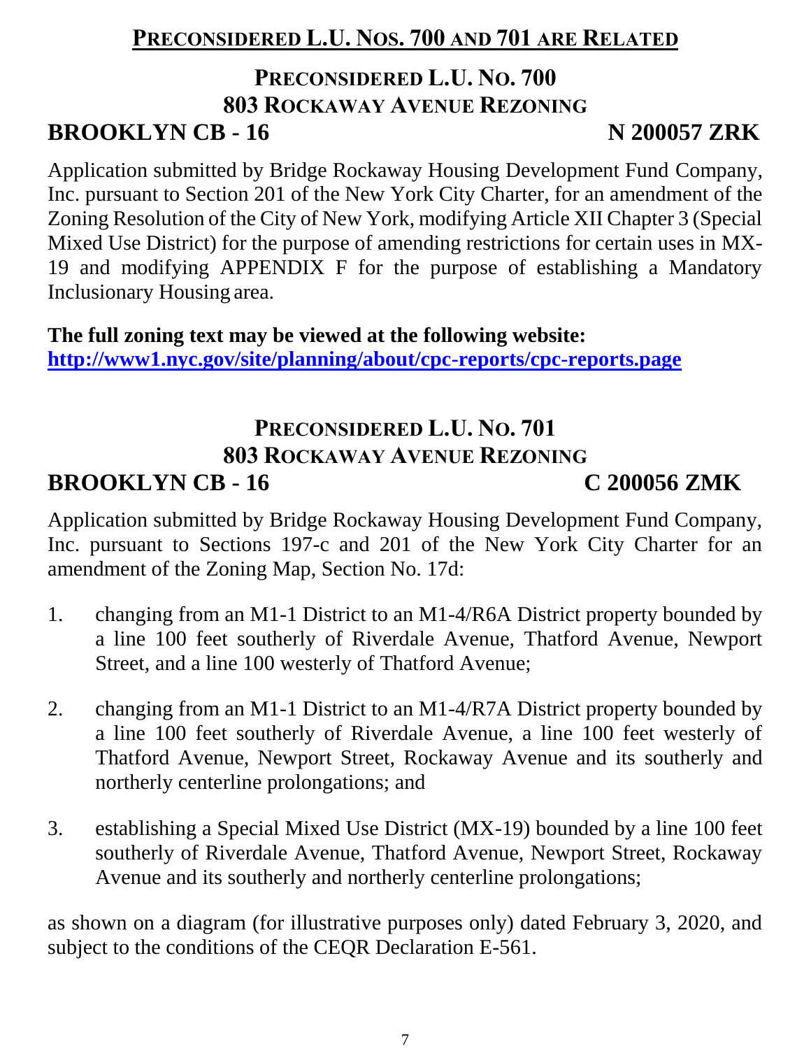## PRECONSIDERED L.U. NOS. 700 AND 701 ARE RELATED

## PRECONSIDERED L.U. NO. 700
## 803 ROCKAWAY AVENUE REZONING

**BROOKLYN CB - 16** **N 200057 ZRK**

Application submitted by Bridge Rockaway Housing Development Fund Company, Inc. pursuant to Section 201 of the New York City Charter, for an amendment of the Zoning Resolution of the City of New York, modifying Article XII Chapter 3 (Special Mixed Use District) for the purpose of amending restrictions for certain uses in MX-19 and modifying APPENDIX F for the purpose of establishing a Mandatory Inclusionary Housing area.

**The full zoning text may be viewed at the following website:**
**http://www1.nyc.gov/site/planning/about/cpc-reports/cpc-reports.page**

## PRECONSIDERED L.U. NO. 701
## 803 ROCKAWAY AVENUE REZONING

**BROOKLYN CB - 16** **C 200056 ZMK**

Application submitted by Bridge Rockaway Housing Development Fund Company, Inc. pursuant to Sections 197-c and 201 of the New York City Charter for an amendment of the Zoning Map, Section No. 17d:

1. changing from an M1-1 District to an M1-4/R6A District property bounded by a line 100 feet southerly of Riverdale Avenue, Thatford Avenue, Newport Street, and a line 100 westerly of Thatford Avenue;

2. changing from an M1-1 District to an M1-4/R7A District property bounded by a line 100 feet southerly of Riverdale Avenue, a line 100 feet westerly of Thatford Avenue, Newport Street, Rockaway Avenue and its southerly and northerly centerline prolongations; and

3. establishing a Special Mixed Use District (MX-19) bounded by a line 100 feet southerly of Riverdale Avenue, Thatford Avenue, Newport Street, Rockaway Avenue and its southerly and northerly centerline prolongations;

as shown on a diagram (for illustrative purposes only) dated February 3, 2020, and subject to the conditions of the CEQR Declaration E-561.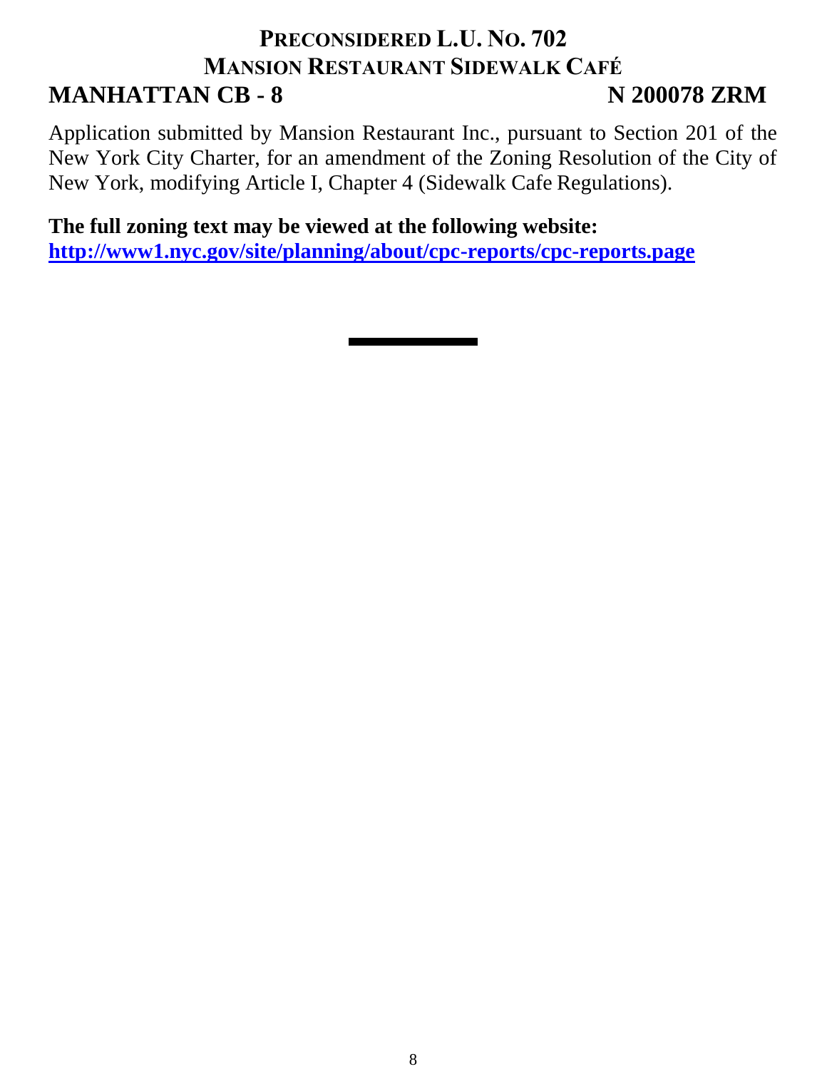# PRECONSIDERED L.U. NO. 702

## MANSION RESTAURANT SIDEWALK CAFÉ

**MANHATTAN CB - 8** **N 200078 ZRM**

Application submitted by Mansion Restaurant Inc., pursuant to Section 201 of the New York City Charter, for an amendment of the Zoning Resolution of the City of New York, modifying Article I, Chapter 4 (Sidewalk Cafe Regulations).

**The full zoning text may be viewed at the following website:**
**http://www1.nyc.gov/site/planning/about/cpc-reports/cpc-reports.page**